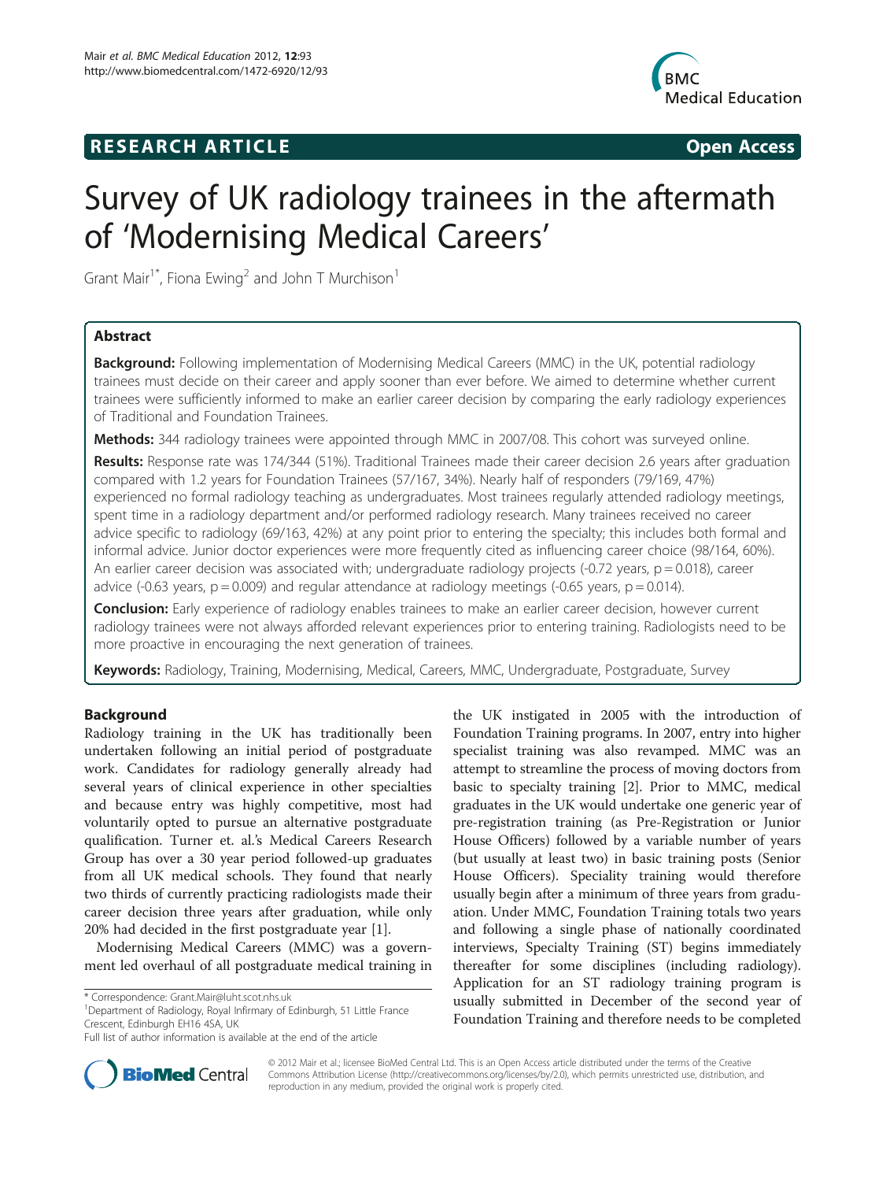**RESEARCH ARTICLE** **Open Access**

# Survey of UK radiology trainees in the aftermath of 'Modernising Medical Careers'

Grant Mair[1*], Fiona Ewing[2] and John T Murchison[1]

## Abstract

**Background:** Following implementation of Modernising Medical Careers (MMC) in the UK, potential radiology trainees must decide on their career and apply sooner than ever before. We aimed to determine whether current trainees were sufficiently informed to make an earlier career decision by comparing the early radiology experiences of Traditional and Foundation Trainees.

**Methods:** 344 radiology trainees were appointed through MMC in 2007/08. This cohort was surveyed online.

**Results:** Response rate was 174/344 (51%). Traditional Trainees made their career decision 2.6 years after graduation compared with 1.2 years for Foundation Trainees (57/167, 34%). Nearly half of responders (79/169, 47%) experienced no formal radiology teaching as undergraduates. Most trainees regularly attended radiology meetings, spent time in a radiology department and/or performed radiology research. Many trainees received no career advice specific to radiology (69/163, 42%) at any point prior to entering the specialty; this includes both formal and informal advice. Junior doctor experiences were more frequently cited as influencing career choice (98/164, 60%). An earlier career decision was associated with; undergraduate radiology projects (-0.72 years, $p = 0.018$), career advice (-0.63 years, $p = 0.009$) and regular attendance at radiology meetings (-0.65 years, $p = 0.014$).

**Conclusion:** Early experience of radiology enables trainees to make an earlier career decision, however current radiology trainees were not always afforded relevant experiences prior to entering training. Radiologists need to be more proactive in encouraging the next generation of trainees.

**Keywords:** Radiology, Training, Modernising, Medical, Careers, MMC, Undergraduate, Postgraduate, Survey

## Background

Radiology training in the UK has traditionally been undertaken following an initial period of postgraduate work. Candidates for radiology generally already had several years of clinical experience in other specialties and because entry was highly competitive, most had voluntarily opted to pursue an alternative postgraduate qualification. Turner et. al.'s Medical Careers Research Group has over a 30 year period followed-up graduates from all UK medical schools. They found that nearly two thirds of currently practicing radiologists made their career decision three years after graduation, while only 20% had decided in the first postgraduate year [1].

Modernising Medical Careers (MMC) was a government led overhaul of all postgraduate medical training in the UK instigated in 2005 with the introduction of Foundation Training programs. In 2007, entry into higher specialist training was also revamped. MMC was an attempt to streamline the process of moving doctors from basic to specialty training [2]. Prior to MMC, medical graduates in the UK would undertake one generic year of pre-registration training (as Pre-Registration or Junior House Officers) followed by a variable number of years (but usually at least two) in basic training posts (Senior House Officers). Speciality training would therefore usually begin after a minimum of three years from graduation. Under MMC, Foundation Training totals two years and following a single phase of nationally coordinated interviews, Specialty Training (ST) begins immediately thereafter for some disciplines (including radiology). Application for an ST radiology training program is usually submitted in December of the second year of Foundation Training and therefore needs to be completed

\* Correspondence: Grant.Mair@luht.scot.nhs.uk
[1]Department of Radiology, Royal Infirmary of Edinburgh, 51 Little France Crescent, Edinburgh EH16 4SA, UK
Full list of author information is available at the end of the article

© 2012 Mair et al.; licensee BioMed Central Ltd. This is an Open Access article distributed under the terms of the Creative Commons Attribution License (http://creativecommons.org/licenses/by/2.0), which permits unrestricted use, distribution, and reproduction in any medium, provided the original work is properly cited.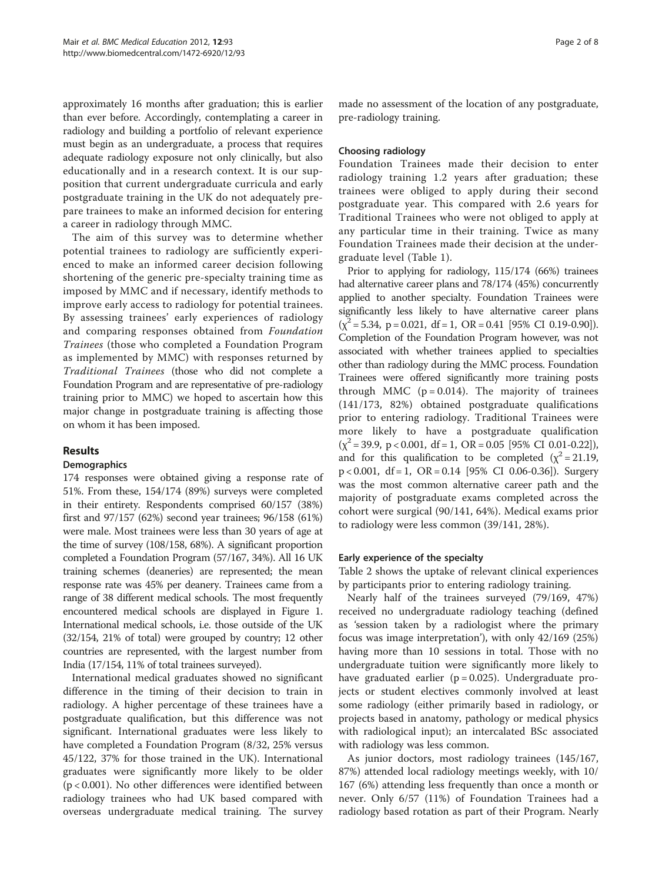approximately 16 months after graduation; this is earlier than ever before. Accordingly, contemplating a career in radiology and building a portfolio of relevant experience must begin as an undergraduate, a process that requires adequate radiology exposure not only clinically, but also educationally and in a research context. It is our supposition that current undergraduate curricula and early postgraduate training in the UK do not adequately prepare trainees to make an informed decision for entering a career in radiology through MMC.

The aim of this survey was to determine whether potential trainees to radiology are sufficiently experienced to make an informed career decision following shortening of the generic pre-specialty training time as imposed by MMC and if necessary, identify methods to improve early access to radiology for potential trainees. By assessing trainees' early experiences of radiology and comparing responses obtained from *Foundation Trainees* (those who completed a Foundation Program as implemented by MMC) with responses returned by *Traditional Trainees* (those who did not complete a Foundation Program and are representative of pre-radiology training prior to MMC) we hoped to ascertain how this major change in postgraduate training is affecting those on whom it has been imposed.

## Results

### Demographics

174 responses were obtained giving a response rate of 51%. From these, 154/174 (89%) surveys were completed in their entirety. Respondents comprised 60/157 (38%) first and 97/157 (62%) second year trainees; 96/158 (61%) were male. Most trainees were less than 30 years of age at the time of survey (108/158, 68%). A significant proportion completed a Foundation Program (57/167, 34%). All 16 UK training schemes (deaneries) are represented; the mean response rate was 45% per deanery. Trainees came from a range of 38 different medical schools. The most frequently encountered medical schools are displayed in Figure 1. International medical schools, i.e. those outside of the UK (32/154, 21% of total) were grouped by country; 12 other countries are represented, with the largest number from India (17/154, 11% of total trainees surveyed).

International medical graduates showed no significant difference in the timing of their decision to train in radiology. A higher percentage of these trainees have a postgraduate qualification, but this difference was not significant. International graduates were less likely to have completed a Foundation Program (8/32, 25% versus 45/122, 37% for those trained in the UK). International graduates were significantly more likely to be older ($p < 0.001$). No other differences were identified between radiology trainees who had UK based compared with overseas undergraduate medical training. The survey made no assessment of the location of any postgraduate, pre-radiology training.

### Choosing radiology

Foundation Trainees made their decision to enter radiology training 1.2 years after graduation; these trainees were obliged to apply during their second postgraduate year. This compared with 2.6 years for Traditional Trainees who were not obliged to apply at any particular time in their training. Twice as many Foundation Trainees made their decision at the undergraduate level (Table 1).

Prior to applying for radiology, 115/174 (66%) trainees had alternative career plans and 78/174 (45%) concurrently applied to another specialty. Foundation Trainees were significantly less likely to have alternative career plans ($\chi^2 = 5.34$, $p = 0.021$, $df = 1$, OR = 0.41 [95% CI 0.19-0.90]). Completion of the Foundation Program however, was not associated with whether trainees applied to specialties other than radiology during the MMC process. Foundation Trainees were offered significantly more training posts through MMC ($p = 0.014$). The majority of trainees (141/173, 82%) obtained postgraduate qualifications prior to entering radiology. Traditional Trainees were more likely to have a postgraduate qualification ($\chi^2 = 39.9$, $p < 0.001$, $df = 1$, OR = 0.05 [95% CI 0.01-0.22]), and for this qualification to be completed ($\chi^2 = 21.19$, $p < 0.001$, $df = 1$, OR = 0.14 [95% CI 0.06-0.36]). Surgery was the most common alternative career path and the majority of postgraduate exams completed across the cohort were surgical (90/141, 64%). Medical exams prior to radiology were less common (39/141, 28%).

### Early experience of the specialty

Table 2 shows the uptake of relevant clinical experiences by participants prior to entering radiology training.

Nearly half of the trainees surveyed (79/169, 47%) received no undergraduate radiology teaching (defined as 'session taken by a radiologist where the primary focus was image interpretation'), with only 42/169 (25%) having more than 10 sessions in total. Those with no undergraduate tuition were significantly more likely to have graduated earlier ($p = 0.025$). Undergraduate projects or student electives commonly involved at least some radiology (either primarily based in radiology, or projects based in anatomy, pathology or medical physics with radiological input); an intercalated BSc associated with radiology was less common.

As junior doctors, most radiology trainees (145/167, 87%) attended local radiology meetings weekly, with 10/167 (6%) attending less frequently than once a month or never. Only 6/57 (11%) of Foundation Trainees had a radiology based rotation as part of their Program. Nearly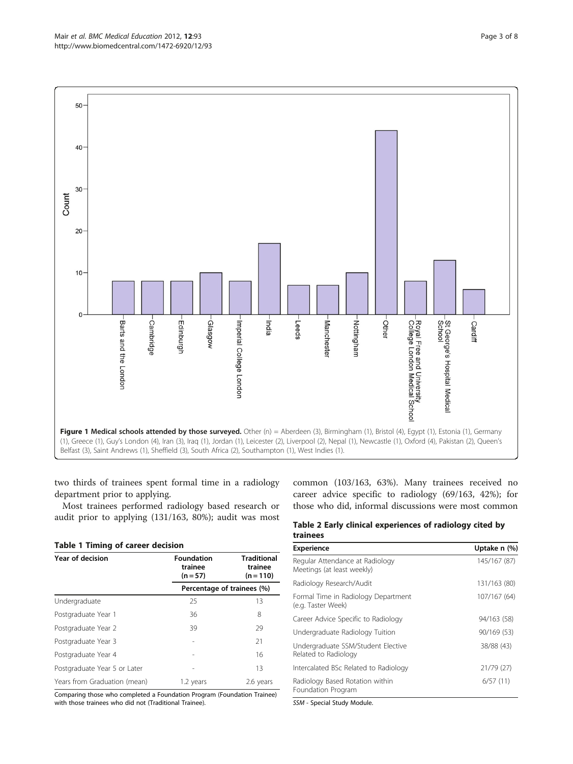**Figure 1 Medical schools attended by those surveyed.** Other (n) = Aberdeen (3), Birmingham (1), Bristol (4), Egypt (1), Estonia (1), Germany (1), Greece (1), Guy's London (4), Iran (3), Iraq (1), Jordan (1), Leicester (2), Liverpool (2), Nepal (1), Newcastle (1), Oxford (4), Pakistan (2), Queen's Belfast (3), Saint Andrews (1), Sheffield (3), South Africa (2), Southampton (1), West Indies (1).

two thirds of trainees spent formal time in a radiology department prior to applying.

Most trainees performed radiology based research or audit prior to applying (131/163, 80%); audit was most common (103/163, 63%). Many trainees received no career advice specific to radiology (69/163, 42%); for those who did, informal discussions were most common

**Table 1 Timing of career decision**

| Year of decision | Foundation trainee (n = 57) | Traditional trainee (n = 110) |
|---|---|---|
| | Percentage of trainees (%) | |
| Undergraduate | 25 | 13 |
| Postgraduate Year 1 | 36 | 8 |
| Postgraduate Year 2 | 39 | 29 |
| Postgraduate Year 3 | - | 21 |
| Postgraduate Year 4 | - | 16 |
| Postgraduate Year 5 or Later | - | 13 |
| Years from Graduation (mean) | 1.2 years | 2.6 years |

Comparing those who completed a Foundation Program (Foundation Trainee) with those trainees who did not (Traditional Trainee).

**Table 2 Early clinical experiences of radiology cited by trainees**

| Experience | Uptake n (%) |
|---|---|
| Regular Attendance at Radiology Meetings (at least weekly) | 145/167 (87) |
| Radiology Research/Audit | 131/163 (80) |
| Formal Time in Radiology Department (e.g. Taster Week) | 107/167 (64) |
| Career Advice Specific to Radiology | 94/163 (58) |
| Undergraduate Radiology Tuition | 90/169 (53) |
| Undergraduate SSM/Student Elective Related to Radiology | 38/88 (43) |
| Intercalated BSc Related to Radiology | 21/79 (27) |
| Radiology Based Rotation within Foundation Program | 6/57 (11) |

SSM - Special Study Module.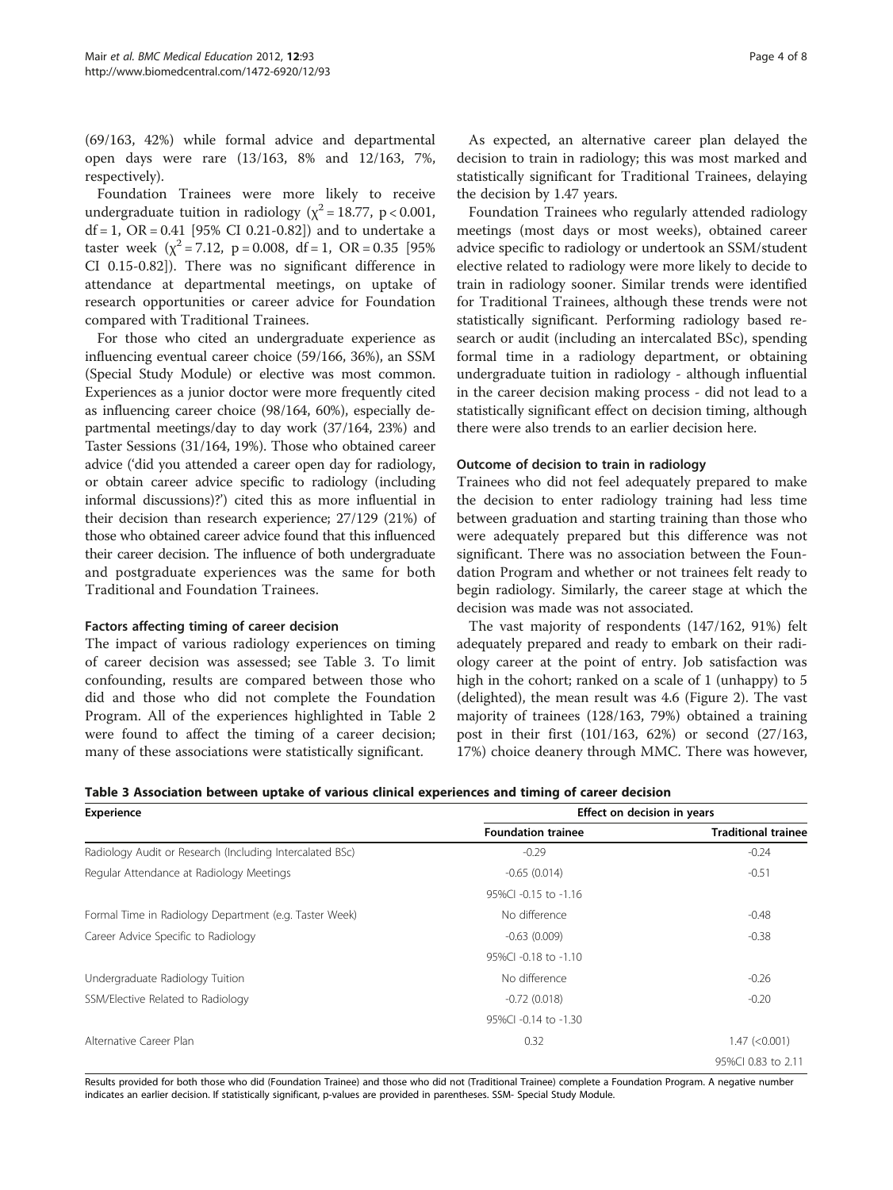(69/163, 42%) while formal advice and departmental open days were rare (13/163, 8% and 12/163, 7%, respectively).

Foundation Trainees were more likely to receive undergraduate tuition in radiology ($\chi^2 = 18.77$, $p < 0.001$, df = 1, OR = 0.41 [95% CI 0.21-0.82]) and to undertake a taster week ($\chi^2 = 7.12$, $p = 0.008$, df = 1, OR = 0.35 [95% CI 0.15-0.82]). There was no significant difference in attendance at departmental meetings, on uptake of research opportunities or career advice for Foundation compared with Traditional Trainees.

For those who cited an undergraduate experience as influencing eventual career choice (59/166, 36%), an SSM (Special Study Module) or elective was most common. Experiences as a junior doctor were more frequently cited as influencing career choice (98/164, 60%), especially departmental meetings/day to day work (37/164, 23%) and Taster Sessions (31/164, 19%). Those who obtained career advice ('did you attended a career open day for radiology, or obtain career advice specific to radiology (including informal discussions)?') cited this as more influential in their decision than research experience; 27/129 (21%) of those who obtained career advice found that this influenced their career decision. The influence of both undergraduate and postgraduate experiences was the same for both Traditional and Foundation Trainees.

### Factors affecting timing of career decision

The impact of various radiology experiences on timing of career decision was assessed; see Table 3. To limit confounding, results are compared between those who did and those who did not complete the Foundation Program. All of the experiences highlighted in Table 2 were found to affect the timing of a career decision; many of these associations were statistically significant.

As expected, an alternative career plan delayed the decision to train in radiology; this was most marked and statistically significant for Traditional Trainees, delaying the decision by 1.47 years.

Foundation Trainees who regularly attended radiology meetings (most days or most weeks), obtained career advice specific to radiology or undertook an SSM/student elective related to radiology were more likely to decide to train in radiology sooner. Similar trends were identified for Traditional Trainees, although these trends were not statistically significant. Performing radiology based research or audit (including an intercalated BSc), spending formal time in a radiology department, or obtaining undergraduate tuition in radiology - although influential in the career decision making process - did not lead to a statistically significant effect on decision timing, although there were also trends to an earlier decision here.

### Outcome of decision to train in radiology

Trainees who did not feel adequately prepared to make the decision to enter radiology training had less time between graduation and starting training than those who were adequately prepared but this difference was not significant. There was no association between the Foundation Program and whether or not trainees felt ready to begin radiology. Similarly, the career stage at which the decision was made was not associated.

The vast majority of respondents (147/162, 91%) felt adequately prepared and ready to embark on their radiology career at the point of entry. Job satisfaction was high in the cohort; ranked on a scale of 1 (unhappy) to 5 (delighted), the mean result was 4.6 (Figure 2). The vast majority of trainees (128/163, 79%) obtained a training post in their first (101/163, 62%) or second (27/163, 17%) choice deanery through MMC. There was however,

**Table 3 Association between uptake of various clinical experiences and timing of career decision**

| Experience | Effect on decision in years | |
|---|---|---|
| | Foundation trainee | Traditional trainee |
| Radiology Audit or Research (Including Intercalated BSc) | -0.29 | -0.24 |
| Regular Attendance at Radiology Meetings | -0.65 (0.014) | -0.51 |
| | 95%CI -0.15 to -1.16 | |
| Formal Time in Radiology Department (e.g. Taster Week) | No difference | -0.48 |
| Career Advice Specific to Radiology | -0.63 (0.009) | -0.38 |
| | 95%CI -0.18 to -1.10 | |
| Undergraduate Radiology Tuition | No difference | -0.26 |
| SSM/Elective Related to Radiology | -0.72 (0.018) | -0.20 |
| | 95%CI -0.14 to -1.30 | |
| Alternative Career Plan | 0.32 | 1.47 (<0.001) |
| | | 95%CI 0.83 to 2.11 |

Results provided for both those who did (Foundation Trainee) and those who did not (Traditional Trainee) complete a Foundation Program. A negative number indicates an earlier decision. If statistically significant, p-values are provided in parentheses. SSM- Special Study Module.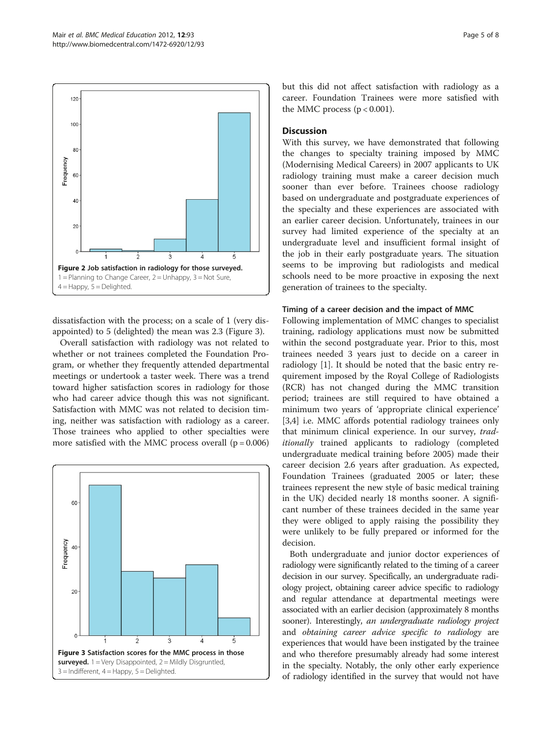Figure 2 **Job satisfaction in radiology for those surveyed.** 1 = Planning to Change Career, 2 = Unhappy, 3 = Not Sure, 4 = Happy, 5 = Delighted.

dissatisfaction with the process; on a scale of 1 (very disappointed) to 5 (delighted) the mean was 2.3 (Figure 3).

Overall satisfaction with radiology was not related to whether or not trainees completed the Foundation Program, or whether they frequently attended departmental meetings or undertook a taster week. There was a trend toward higher satisfaction scores in radiology for those who had career advice though this was not significant. Satisfaction with MMC was not related to decision timing, neither was satisfaction with radiology as a career. Those trainees who applied to other specialties were more satisfied with the MMC process overall ($p = 0.006$) but this did not affect satisfaction with radiology as a career. Foundation Trainees were more satisfied with the MMC process ($p < 0.001$).

Figure 3 **Satisfaction scores for the MMC process in those surveyed.** 1 = Very Disappointed, 2 = Mildly Disgruntled, 3 = Indifferent, 4 = Happy, 5 = Delighted.

## Discussion

With this survey, we have demonstrated that following the changes to specialty training imposed by MMC (Modernising Medical Careers) in 2007 applicants to UK radiology training must make a career decision much sooner than ever before. Trainees choose radiology based on undergraduate and postgraduate experiences of the specialty and these experiences are associated with an earlier career decision. Unfortunately, trainees in our survey had limited experience of the specialty at an undergraduate level and insufficient formal insight of the job in their early postgraduate years. The situation seems to be improving but radiologists and medical schools need to be more proactive in exposing the next generation of trainees to the specialty.

### Timing of a career decision and the impact of MMC

Following implementation of MMC changes to specialist training, radiology applications must now be submitted within the second postgraduate year. Prior to this, most trainees needed 3 years just to decide on a career in radiology [1]. It should be noted that the basic entry requirement imposed by the Royal College of Radiologists (RCR) has not changed during the MMC transition period; trainees are still required to have obtained a minimum two years of 'appropriate clinical experience' [3,4] i.e. MMC affords potential radiology trainees only that minimum clinical experience. In our survey, *traditionally* trained applicants to radiology (completed undergraduate medical training before 2005) made their career decision 2.6 years after graduation. As expected, Foundation Trainees (graduated 2005 or later; these trainees represent the new style of basic medical training in the UK) decided nearly 18 months sooner. A significant number of these trainees decided in the same year they were obliged to apply raising the possibility they were unlikely to be fully prepared or informed for the decision.

Both undergraduate and junior doctor experiences of radiology were significantly related to the timing of a career decision in our survey. Specifically, an undergraduate radiology project, obtaining career advice specific to radiology and regular attendance at departmental meetings were associated with an earlier decision (approximately 8 months sooner). Interestingly, *an undergraduate radiology project* and *obtaining career advice specific to radiology* are experiences that would have been instigated by the trainee and who therefore presumably already had some interest in the specialty. Notably, the only other early experience of radiology identified in the survey that would not have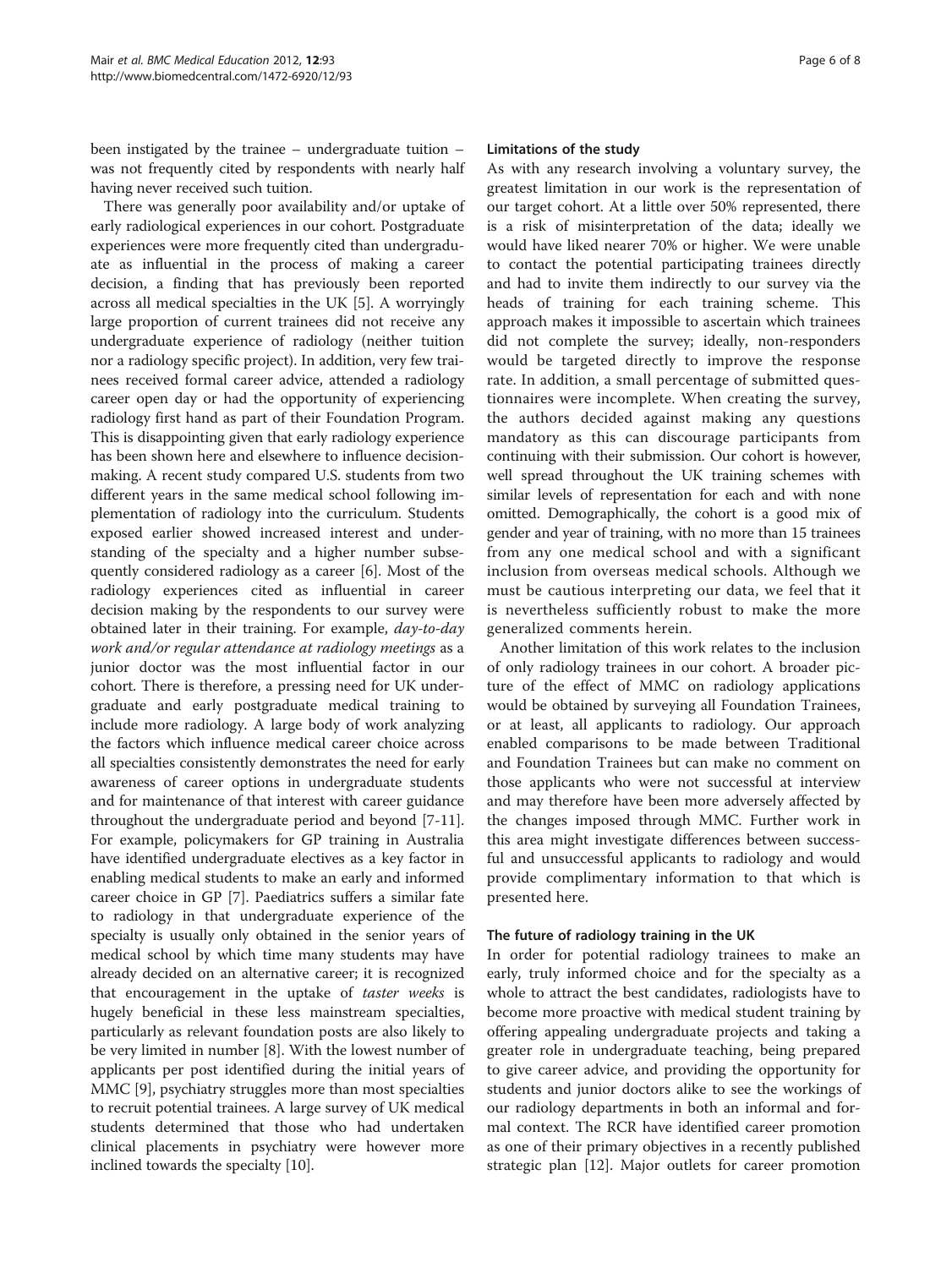been instigated by the trainee – undergraduate tuition – was not frequently cited by respondents with nearly half having never received such tuition.

There was generally poor availability and/or uptake of early radiological experiences in our cohort. Postgraduate experiences were more frequently cited than undergraduate as influential in the process of making a career decision, a finding that has previously been reported across all medical specialties in the UK [5]. A worryingly large proportion of current trainees did not receive any undergraduate experience of radiology (neither tuition nor a radiology specific project). In addition, very few trainees received formal career advice, attended a radiology career open day or had the opportunity of experiencing radiology first hand as part of their Foundation Program. This is disappointing given that early radiology experience has been shown here and elsewhere to influence decision-making. A recent study compared U.S. students from two different years in the same medical school following implementation of radiology into the curriculum. Students exposed earlier showed increased interest and understanding of the specialty and a higher number subsequently considered radiology as a career [6]. Most of the radiology experiences cited as influential in career decision making by the respondents to our survey were obtained later in their training. For example, *day-to-day work and/or regular attendance at radiology meetings* as a junior doctor was the most influential factor in our cohort. There is therefore, a pressing need for UK undergraduate and early postgraduate medical training to include more radiology. A large body of work analyzing the factors which influence medical career choice across all specialties consistently demonstrates the need for early awareness of career options in undergraduate students and for maintenance of that interest with career guidance throughout the undergraduate period and beyond [7-11]. For example, policymakers for GP training in Australia have identified undergraduate electives as a key factor in enabling medical students to make an early and informed career choice in GP [7]. Paediatrics suffers a similar fate to radiology in that undergraduate experience of the specialty is usually only obtained in the senior years of medical school by which time many students may have already decided on an alternative career; it is recognized that encouragement in the uptake of *taster weeks* is hugely beneficial in these less mainstream specialties, particularly as relevant foundation posts are also likely to be very limited in number [8]. With the lowest number of applicants per post identified during the initial years of MMC [9], psychiatry struggles more than most specialties to recruit potential trainees. A large survey of UK medical students determined that those who had undertaken clinical placements in psychiatry were however more inclined towards the specialty [10].

### Limitations of the study

As with any research involving a voluntary survey, the greatest limitation in our work is the representation of our target cohort. At a little over 50% represented, there is a risk of misinterpretation of the data; ideally we would have liked nearer 70% or higher. We were unable to contact the potential participating trainees directly and had to invite them indirectly to our survey via the heads of training for each training scheme. This approach makes it impossible to ascertain which trainees did not complete the survey; ideally, non-responders would be targeted directly to improve the response rate. In addition, a small percentage of submitted questionnaires were incomplete. When creating the survey, the authors decided against making any questions mandatory as this can discourage participants from continuing with their submission. Our cohort is however, well spread throughout the UK training schemes with similar levels of representation for each and with none omitted. Demographically, the cohort is a good mix of gender and year of training, with no more than 15 trainees from any one medical school and with a significant inclusion from overseas medical schools. Although we must be cautious interpreting our data, we feel that it is nevertheless sufficiently robust to make the more generalized comments herein.

Another limitation of this work relates to the inclusion of only radiology trainees in our cohort. A broader picture of the effect of MMC on radiology applications would be obtained by surveying all Foundation Trainees, or at least, all applicants to radiology. Our approach enabled comparisons to be made between Traditional and Foundation Trainees but can make no comment on those applicants who were not successful at interview and may therefore have been more adversely affected by the changes imposed through MMC. Further work in this area might investigate differences between successful and unsuccessful applicants to radiology and would provide complimentary information to that which is presented here.

### The future of radiology training in the UK

In order for potential radiology trainees to make an early, truly informed choice and for the specialty as a whole to attract the best candidates, radiologists have to become more proactive with medical student training by offering appealing undergraduate projects and taking a greater role in undergraduate teaching, being prepared to give career advice, and providing the opportunity for students and junior doctors alike to see the workings of our radiology departments in both an informal and formal context. The RCR have identified career promotion as one of their primary objectives in a recently published strategic plan [12]. Major outlets for career promotion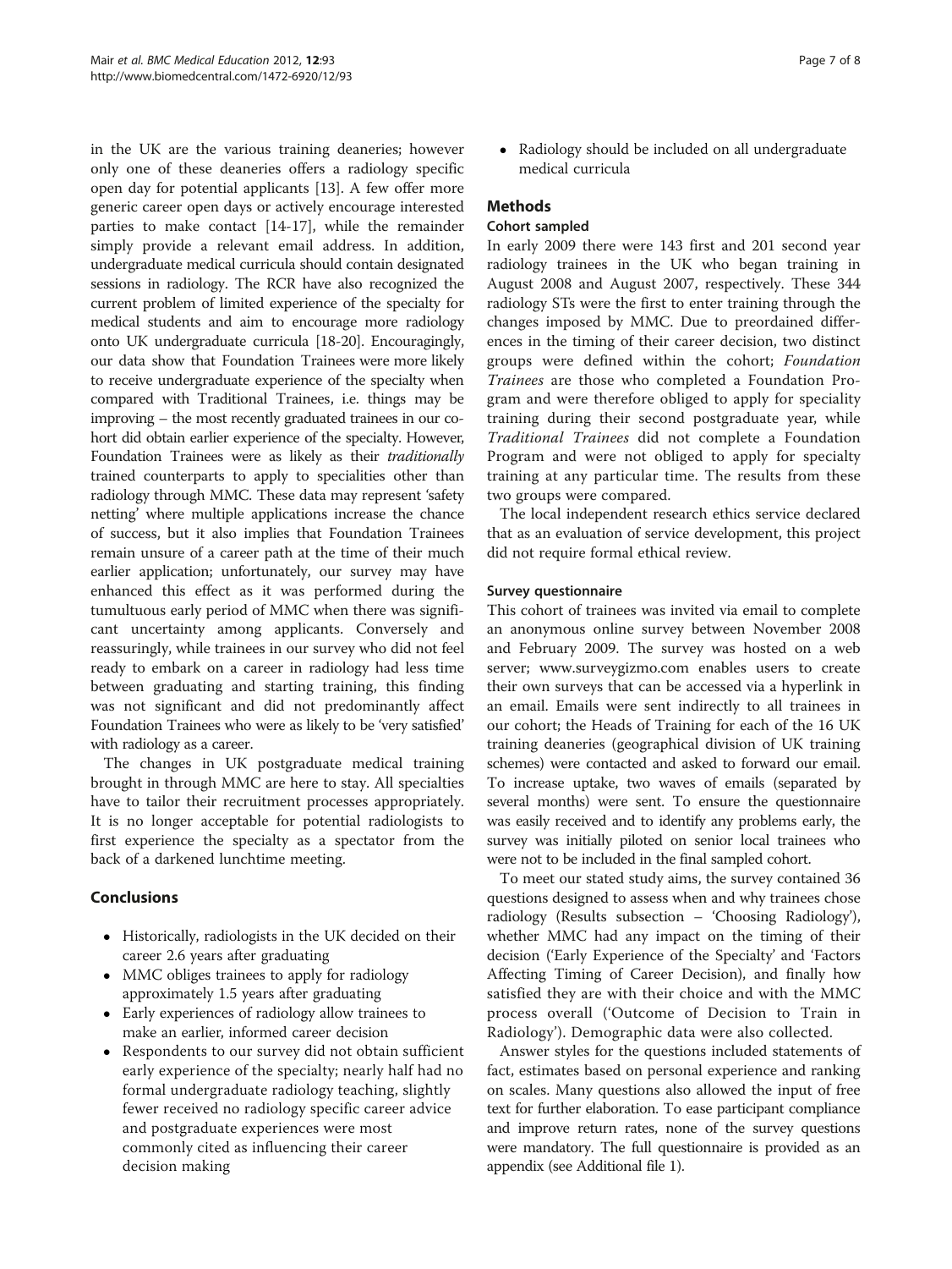in the UK are the various training deaneries; however only one of these deaneries offers a radiology specific open day for potential applicants [13]. A few offer more generic career open days or actively encourage interested parties to make contact [14-17], while the remainder simply provide a relevant email address. In addition, undergraduate medical curricula should contain designated sessions in radiology. The RCR have also recognized the current problem of limited experience of the specialty for medical students and aim to encourage more radiology onto UK undergraduate curricula [18-20]. Encouragingly, our data show that Foundation Trainees were more likely to receive undergraduate experience of the specialty when compared with Traditional Trainees, i.e. things may be improving – the most recently graduated trainees in our cohort did obtain earlier experience of the specialty. However, Foundation Trainees were as likely as their *traditionally* trained counterparts to apply to specialities other than radiology through MMC. These data may represent 'safety netting' where multiple applications increase the chance of success, but it also implies that Foundation Trainees remain unsure of a career path at the time of their much earlier application; unfortunately, our survey may have enhanced this effect as it was performed during the tumultuous early period of MMC when there was significant uncertainty among applicants. Conversely and reassuringly, while trainees in our survey who did not feel ready to embark on a career in radiology had less time between graduating and starting training, this finding was not significant and did not predominantly affect Foundation Trainees who were as likely to be 'very satisfied' with radiology as a career.

The changes in UK postgraduate medical training brought in through MMC are here to stay. All specialties have to tailor their recruitment processes appropriately. It is no longer acceptable for potential radiologists to first experience the specialty as a spectator from the back of a darkened lunchtime meeting.

## Conclusions

- Historically, radiologists in the UK decided on their career 2.6 years after graduating
- MMC obliges trainees to apply for radiology approximately 1.5 years after graduating
- Early experiences of radiology allow trainees to make an earlier, informed career decision
- Respondents to our survey did not obtain sufficient early experience of the specialty; nearly half had no formal undergraduate radiology teaching, slightly fewer received no radiology specific career advice and postgraduate experiences were most commonly cited as influencing their career decision making
- Radiology should be included on all undergraduate medical curricula

## Methods

### Cohort sampled

In early 2009 there were 143 first and 201 second year radiology trainees in the UK who began training in August 2008 and August 2007, respectively. These 344 radiology STs were the first to enter training through the changes imposed by MMC. Due to preordained differences in the timing of their career decision, two distinct groups were defined within the cohort; *Foundation Trainees* are those who completed a Foundation Program and were therefore obliged to apply for speciality training during their second postgraduate year, while *Traditional Trainees* did not complete a Foundation Program and were not obliged to apply for specialty training at any particular time. The results from these two groups were compared.

The local independent research ethics service declared that as an evaluation of service development, this project did not require formal ethical review.

### Survey questionnaire

This cohort of trainees was invited via email to complete an anonymous online survey between November 2008 and February 2009. The survey was hosted on a web server; www.surveygizmo.com enables users to create their own surveys that can be accessed via a hyperlink in an email. Emails were sent indirectly to all trainees in our cohort; the Heads of Training for each of the 16 UK training deaneries (geographical division of UK training schemes) were contacted and asked to forward our email. To increase uptake, two waves of emails (separated by several months) were sent. To ensure the questionnaire was easily received and to identify any problems early, the survey was initially piloted on senior local trainees who were not to be included in the final sampled cohort.

To meet our stated study aims, the survey contained 36 questions designed to assess when and why trainees chose radiology (Results subsection – 'Choosing Radiology'), whether MMC had any impact on the timing of their decision ('Early Experience of the Specialty' and 'Factors Affecting Timing of Career Decision), and finally how satisfied they are with their choice and with the MMC process overall ('Outcome of Decision to Train in Radiology'). Demographic data were also collected.

Answer styles for the questions included statements of fact, estimates based on personal experience and ranking on scales. Many questions also allowed the input of free text for further elaboration. To ease participant compliance and improve return rates, none of the survey questions were mandatory. The full questionnaire is provided as an appendix (see Additional file 1).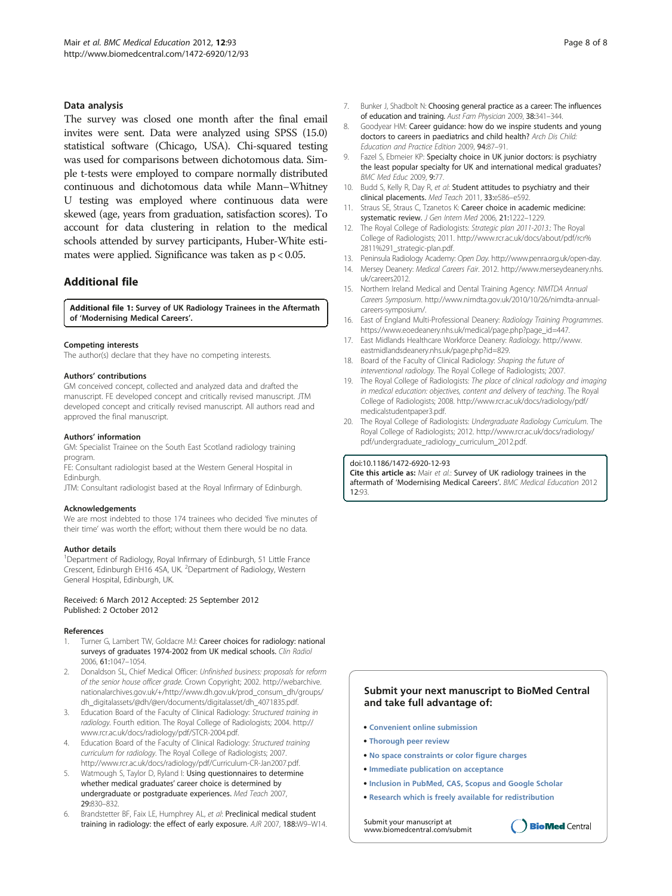### Data analysis

The survey was closed one month after the final email invites were sent. Data were analyzed using SPSS (15.0) statistical software (Chicago, USA). Chi-squared testing was used for comparisons between dichotomous data. Simple t-tests were employed to compare normally distributed continuous and dichotomous data while Mann–Whitney U testing was employed where continuous data were skewed (age, years from graduation, satisfaction scores). To account for data clustering in relation to the medical schools attended by survey participants, Huber-White estimates were applied. Significance was taken as $p < 0.05$.

## Additional file

**Additional file 1: Survey of UK Radiology Trainees in the Aftermath of 'Modernising Medical Careers'.**

#### Competing interests

The author(s) declare that they have no competing interests.

#### Authors' contributions

GM conceived concept, collected and analyzed data and drafted the manuscript. FE developed concept and critically revised manuscript. JTM developed concept and critically revised manuscript. All authors read and approved the final manuscript.

#### Authors' information

GM: Specialist Trainee on the South East Scotland radiology training program.

FE: Consultant radiologist based at the Western General Hospital in Edinburgh.

JTM: Consultant radiologist based at the Royal Infirmary of Edinburgh.

#### Acknowledgements

We are most indebted to those 174 trainees who decided 'five minutes of their time' was worth the effort; without them there would be no data.

#### Author details

[1]Department of Radiology, Royal Infirmary of Edinburgh, 51 Little France Crescent, Edinburgh EH16 4SA, UK. [2]Department of Radiology, Western General Hospital, Edinburgh, UK.

Received: 6 March 2012 Accepted: 25 September 2012
Published: 2 October 2012

#### References

1. Turner G, Lambert TW, Goldacre MJ: **Career choices for radiology: national surveys of graduates 1974-2002 from UK medical schools.** *Clin Radiol* 2006, **61:**1047–1054.
2. Donaldson SL, Chief Medical Officer: *Unfinished business: proposals for reform of the senior house officer grade.* Crown Copyright; 2002. http://webarchive.nationalarchives.gov.uk/+/http://www.dh.gov.uk/prod_consum_dh/groups/dh_digitalassets/@dh/@en/documents/digitalasset/dh_4071835.pdf.
3. Education Board of the Faculty of Clinical Radiology: *Structured training in radiology.* Fourth edition. The Royal College of Radiologists; 2004. http://www.rcr.ac.uk/docs/radiology/pdf/STCR-2004.pdf.
4. Education Board of the Faculty of Clinical Radiology: *Structured training curriculum for radiology.* The Royal College of Radiologists; 2007. http://www.rcr.ac.uk/docs/radiology/pdf/Curriculum-CR-Jan2007.pdf.
5. Watmough S, Taylor D, Ryland I: **Using questionnaires to determine whether medical graduates' career choice is determined by undergraduate or postgraduate experiences.** *Med Teach* 2007, **29:**830–832.
6. Brandstetter BF, Faix LE, Humphrey AL, *et al*: **Preclinical medical student training in radiology: the effect of early exposure.** *AJR* 2007, **188:**W9–W14.
7. Bunker J, Shadbolt N: **Choosing general practice as a career: The influences of education and training.** *Aust Fam Physician* 2009, **38:**341–344.
8. Goodyear HM: **Career guidance: how do we inspire students and young doctors to careers in paediatrics and child health?** *Arch Dis Child: Education and Practice Edition* 2009, **94:**87–91.
9. Fazel S, Ebmeier KP: **Specialty choice in UK junior doctors: is psychiatry the least popular specialty for UK and international medical graduates?** *BMC Med Educ* 2009, **9:**77.
10. Budd S, Kelly R, Day R, *et al*: **Student attitudes to psychiatry and their clinical placements.** *Med Teach* 2011, **33:**e586–e592.
11. Straus SE, Straus C, Tzanetos K: **Career choice in academic medicine: systematic review.** *J Gen Intern Med* 2006, **21:**1222–1229.
12. The Royal College of Radiologists: *Strategic plan 2011-2013.*: The Royal College of Radiologists; 2011. http://www.rcr.ac.uk/docs/about/pdf/rcr%2811%291_strategic-plan.pdf.
13. Peninsula Radiology Academy: *Open Day.* http://www.penra.org.uk/open-day.
14. Mersey Deanery: *Medical Careers Fair.* 2012. http://www.merseydeanery.nhs.uk/careers2012.
15. Northern Ireland Medical and Dental Training Agency: *NIMTDA Annual Careers Symposium.* http://www.nimdta.gov.uk/2010/10/26/nimdta-annual-careers-symposium/.
16. East of England Multi-Professional Deanery: *Radiology Training Programmes.* https://www.eoedeanery.nhs.uk/medical/page.php?page_id=447.
17. East Midlands Healthcare Workforce Deanery: *Radiology.* http://www.eastmidlandsdeanery.nhs.uk/page.php?id=829.
18. Board of the Faculty of Clinical Radiology: *Shaping the future of interventional radiology.* The Royal College of Radiologists; 2007.
19. The Royal College of Radiologists: *The place of clinical radiology and imaging in medical education: objectives, content and delivery of teaching.* The Royal College of Radiologists; 2008. http://www.rcr.ac.uk/docs/radiology/pdf/medicalstudentpaper3.pdf.
20. The Royal College of Radiologists: *Undergraduate Radiology Curriculum.* The Royal College of Radiologists; 2012. http://www.rcr.ac.uk/docs/radiology/pdf/undergraduate_radiology_curriculum_2012.pdf.

doi:10.1186/1472-6920-12-93

**Cite this article as:** Mair *et al.*: Survey of UK radiology trainees in the aftermath of 'Modernising Medical Careers'. *BMC Medical Education* 2012 **12**:93.

**Submit your next manuscript to BioMed Central and take full advantage of:**

- **Convenient online submission**
- **Thorough peer review**
- **No space constraints or color figure charges**
- **Immediate publication on acceptance**
- **Inclusion in PubMed, CAS, Scopus and Google Scholar**
- **Research which is freely available for redistribution**

Submit your manuscript at www.biomedcentral.com/submit

BioMed Central